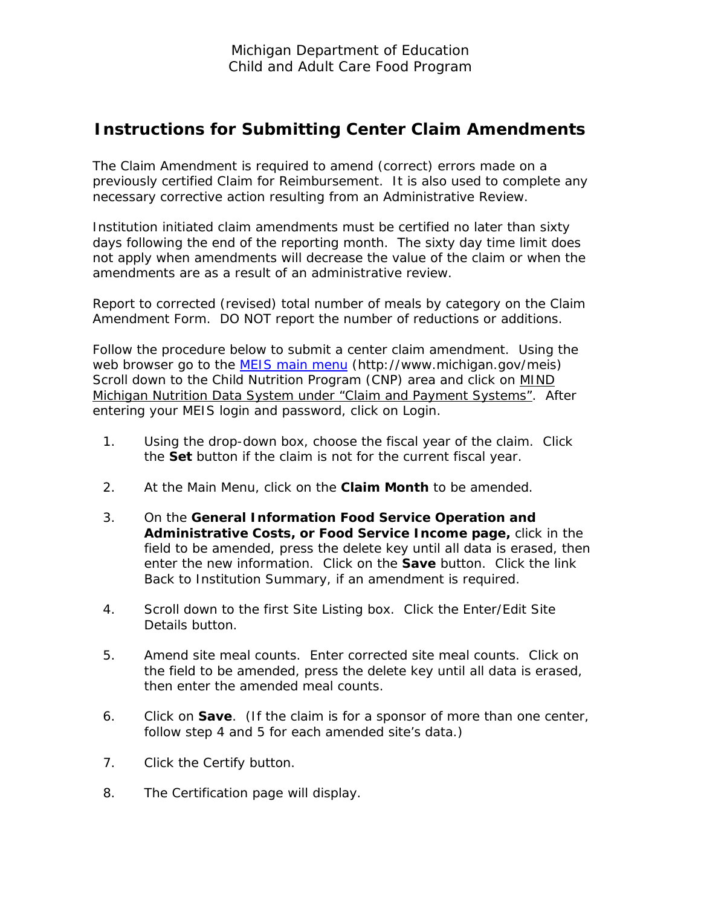Michigan Department of Education
Child and Adult Care Food Program

# Instructions for Submitting Center Claim Amendments

The Claim Amendment is required to amend (correct) errors made on a previously certified Claim for Reimbursement. It is also used to complete any necessary corrective action resulting from an Administrative Review.

Institution initiated claim amendments must be certified no later than sixty days following the end of the reporting month. The sixty day time limit does not apply when amendments will decrease the value of the claim or when the amendments are as a result of an administrative review.

Report to corrected (revised) total number of meals by category on the Claim Amendment Form. DO NOT report the number of reductions or additions.

Follow the procedure below to submit a center claim amendment. Using the web browser go to the MEIS main menu (http://www.michigan.gov/meis) Scroll down to the Child Nutrition Program (CNP) area and click on MIND Michigan Nutrition Data System under "Claim and Payment Systems". After entering your MEIS login and password, click on Login.

1. Using the drop-down box, choose the fiscal year of the claim. Click the **Set** button if the claim is not for the current fiscal year.

2. At the Main Menu, click on the **Claim Month** to be amended.

3. On the **General Information Food Service Operation and Administrative Costs, or Food Service Income page,** click in the field to be amended, press the delete key until all data is erased, then enter the new information. Click on the **Save** button. Click the link Back to Institution Summary, if an amendment is required.

4. Scroll down to the first Site Listing box. Click the Enter/Edit Site Details button.

5. Amend site meal counts. Enter corrected site meal counts. Click on the field to be amended, press the delete key until all data is erased, then enter the amended meal counts.

6. Click on **Save**. (If the claim is for a sponsor of more than one center, follow step 4 and 5 for each amended site's data.)

7. Click the Certify button.

8. The Certification page will display.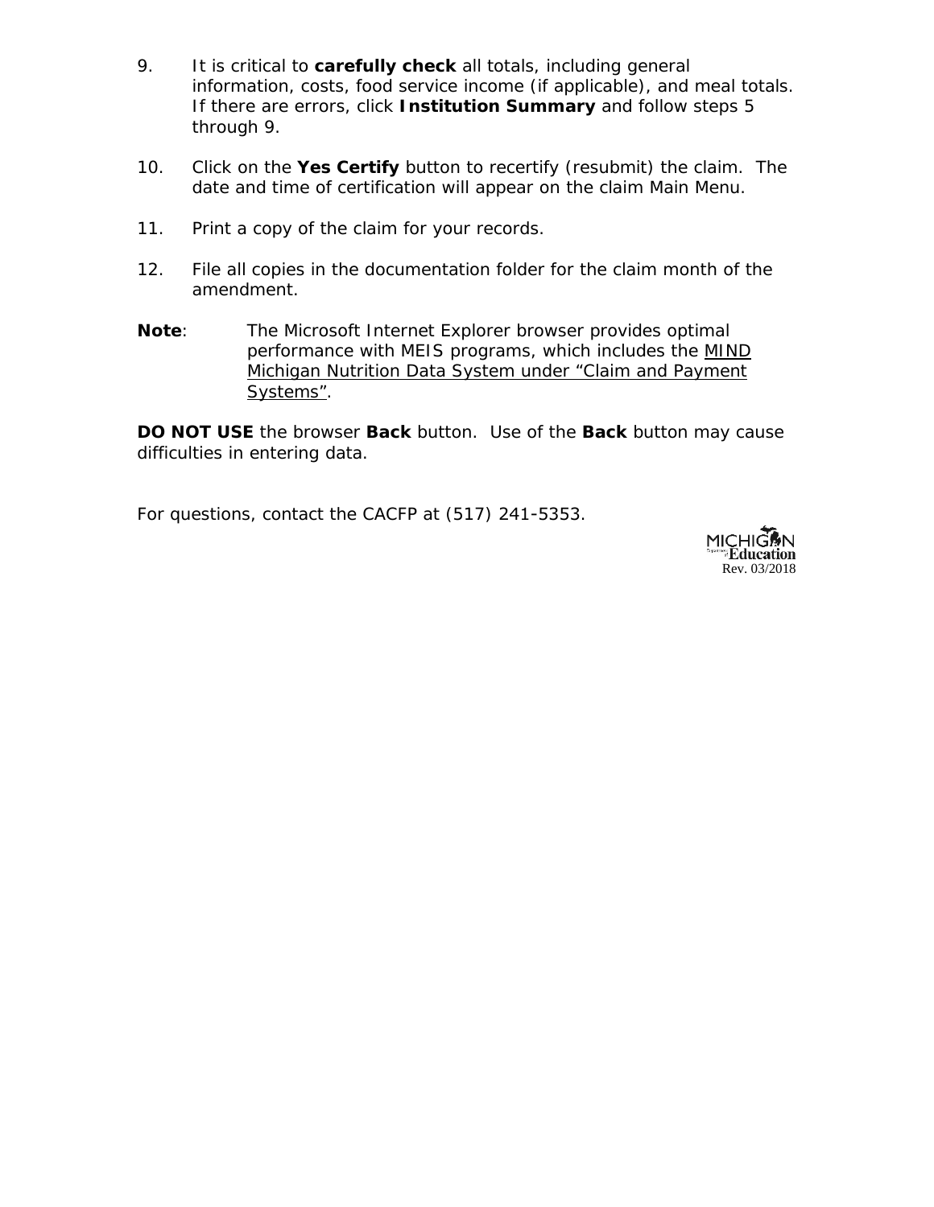9. It is critical to **carefully check** all totals, including general information, costs, food service income (if applicable), and meal totals. If there are errors, click **Institution Summary** and follow steps 5 through 9.

10. Click on the **Yes Certify** button to recertify (resubmit) the claim. The date and time of certification will appear on the claim Main Menu.

11. Print a copy of the claim for your records.

12. File all copies in the documentation folder for the claim month of the amendment.

**Note**: The Microsoft Internet Explorer browser provides optimal performance with MEIS programs, which includes the MIND Michigan Nutrition Data System under "Claim and Payment Systems".

**DO NOT USE** the browser **Back** button. Use of the **Back** button may cause difficulties in entering data.

For questions, contact the CACFP at (517) 241-5353.

Rev. 03/2018